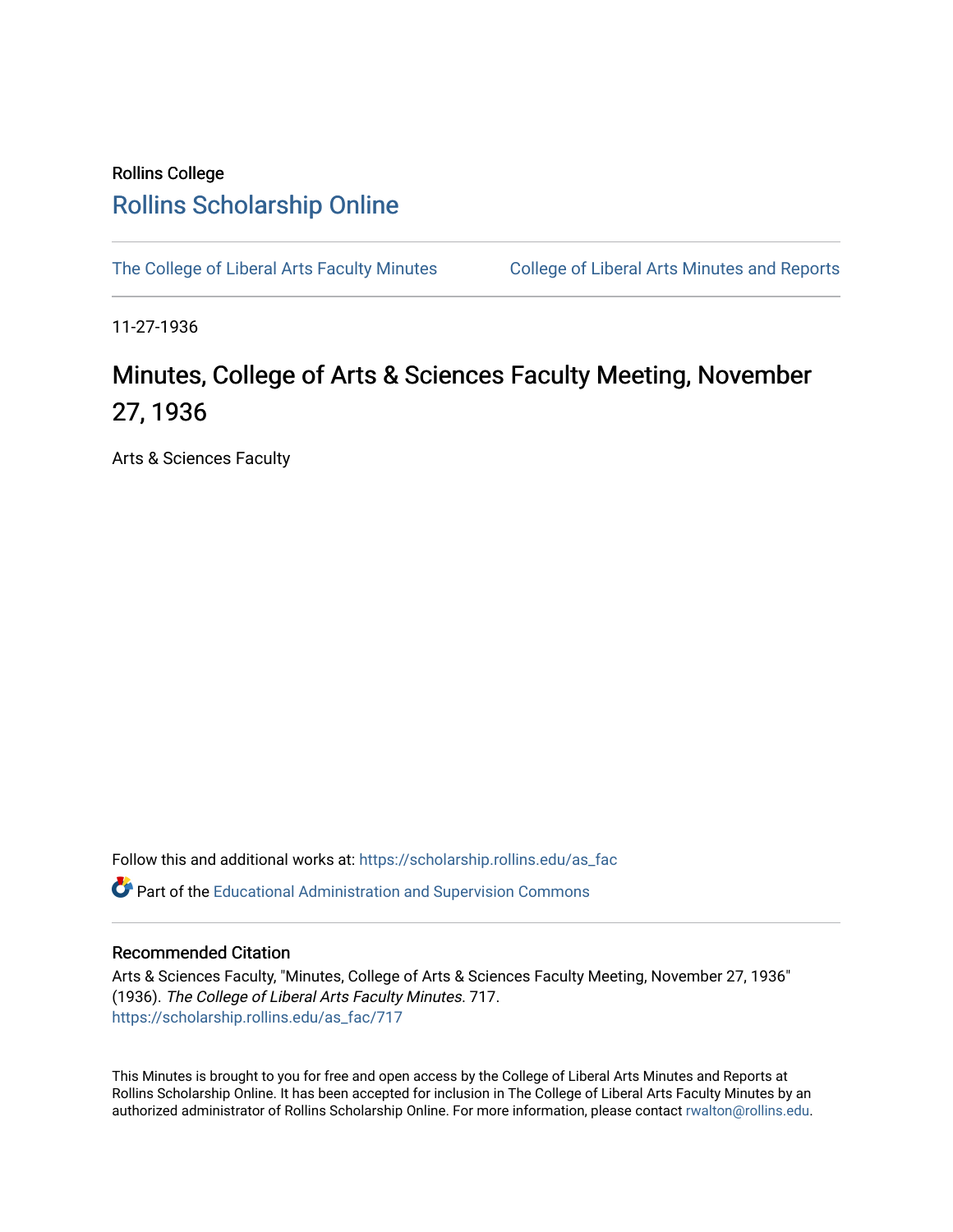Rollins College

# Rollins Scholarship Online

The College of Liberal Arts Faculty Minutes | College of Liberal Arts Minutes and Reports

11-27-1936

## Minutes, College of Arts & Sciences Faculty Meeting, November 27, 1936

Arts & Sciences Faculty

Follow this and additional works at: https://scholarship.rollins.edu/as_fac

Part of the Educational Administration and Supervision Commons

### Recommended Citation

Arts & Sciences Faculty, "Minutes, College of Arts & Sciences Faculty Meeting, November 27, 1936" (1936). *The College of Liberal Arts Faculty Minutes*. 717.
https://scholarship.rollins.edu/as_fac/717

This Minutes is brought to you for free and open access by the College of Liberal Arts Minutes and Reports at Rollins Scholarship Online. It has been accepted for inclusion in The College of Liberal Arts Faculty Minutes by an authorized administrator of Rollins Scholarship Online. For more information, please contact rwalton@rollins.edu.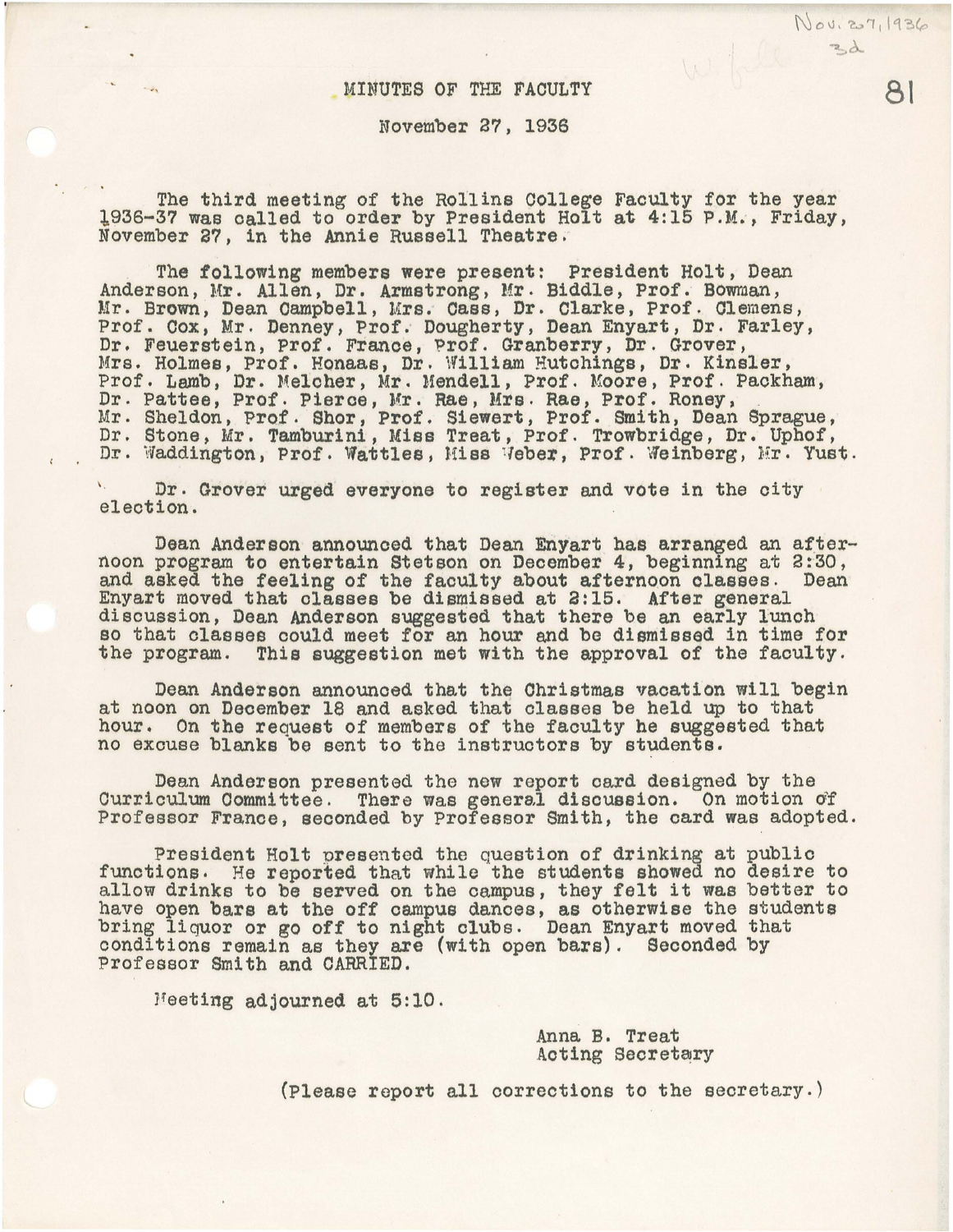# MINUTES OF THE FACULTY

November 27, 1936

The third meeting of the Rollins College Faculty for the year 1936-37 was called to order by President Holt at 4:15 P.M., Friday, November 27, in the Annie Russell Theatre.

The following members were present: President Holt, Dean Anderson, Mr. Allen, Dr. Armstrong, Mr. Biddle, Prof. Bowman, Mr. Brown, Dean Campbell, Mrs. Cass, Dr. Clarke, Prof. Clemens, Prof. Cox, Mr. Denney, Prof. Dougherty, Dean Enyart, Dr. Farley, Dr. Feuerstein, Prof. France, Prof. Granberry, Dr. Grover, Mrs. Holmes, Prof. Honaas, Dr. William Hutchings, Dr. Kinsler, Prof. Lamb, Dr. Melcher, Mr. Mendell, Prof. Moore, Prof. Packham, Dr. Pattee, Prof. Pierce, Mr. Rae, Mrs. Rae, Prof. Roney, Mr. Sheldon, Prof. Shor, Prof. Siewert, Prof. Smith, Dean Sprague, Dr. Stone, Mr. Tamburini, Miss Treat, Prof. Trowbridge, Dr. Uphof, Dr. Waddington, Prof. Wattles, Miss Weber, Prof. Weinberg, Mr. Yust.

Dr. Grover urged everyone to register and vote in the city election.

Dean Anderson announced that Dean Enyart has arranged an afternoon program to entertain Stetson on December 4, beginning at 2:30, and asked the feeling of the faculty about afternoon classes. Dean Enyart moved that classes be dismissed at 2:15. After general discussion, Dean Anderson suggested that there be an early lunch so that classes could meet for an hour and be dismissed in time for the program. This suggestion met with the approval of the faculty.

Dean Anderson announced that the Christmas vacation will begin at noon on December 18 and asked that classes be held up to that hour. On the request of members of the faculty he suggested that no excuse blanks be sent to the instructors by students.

Dean Anderson presented the new report card designed by the Curriculum Committee. There was general discussion. On motion of Professor France, seconded by Professor Smith, the card was adopted.

President Holt presented the question of drinking at public functions. He reported that while the students showed no desire to allow drinks to be served on the campus, they felt it was better to have open bars at the off campus dances, as otherwise the students bring liquor or go off to night clubs. Dean Enyart moved that conditions remain as they are (with open bars). Seconded by Professor Smith and CARRIED.

Meeting adjourned at 5:10.

Anna B. Treat
Acting Secretary

(Please report all corrections to the secretary.)